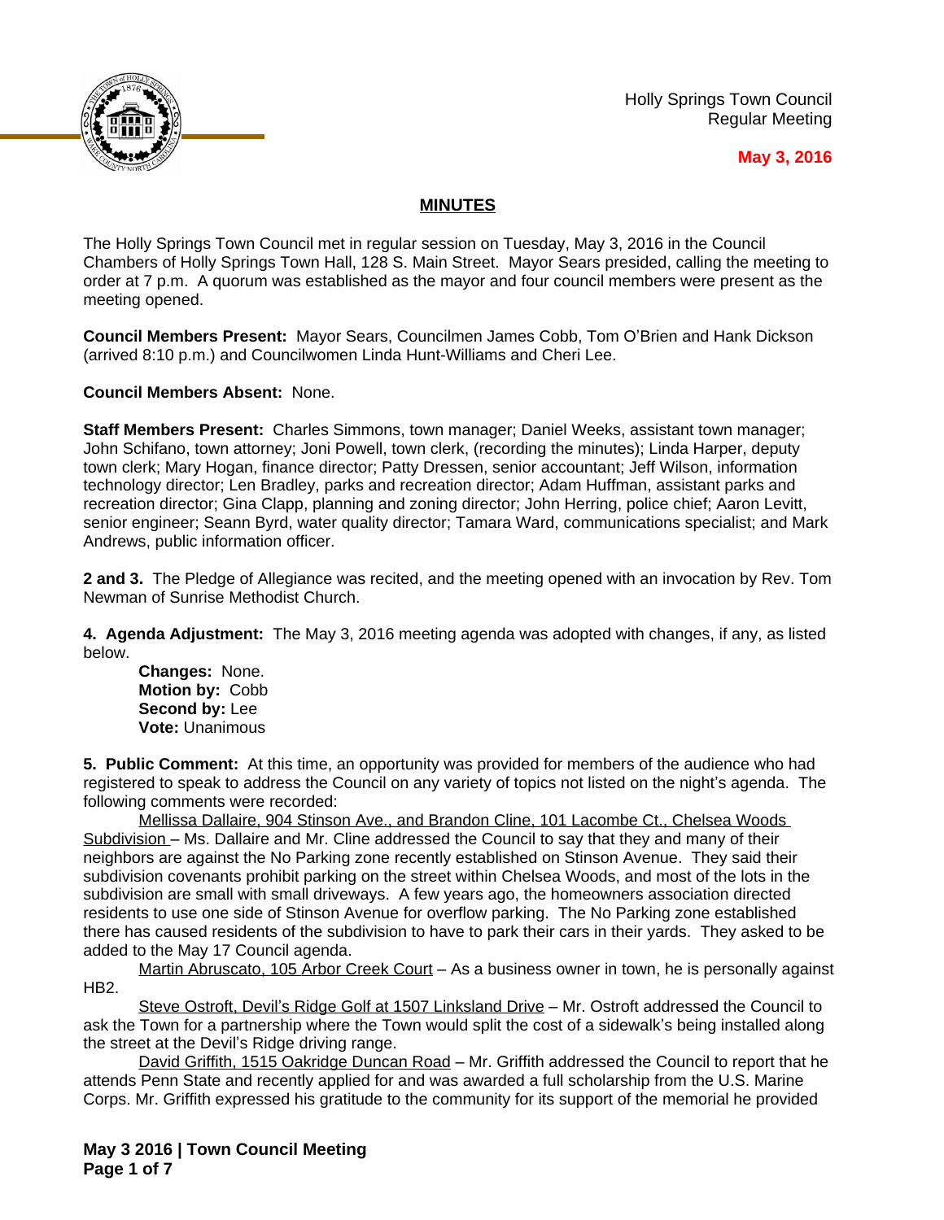Holly Springs Town Council
Regular Meeting

**May 3, 2016**

## MINUTES

The Holly Springs Town Council met in regular session on Tuesday, May 3, 2016 in the Council Chambers of Holly Springs Town Hall, 128 S. Main Street. Mayor Sears presided, calling the meeting to order at 7 p.m. A quorum was established as the mayor and four council members were present as the meeting opened.

**Council Members Present:** Mayor Sears, Councilmen James Cobb, Tom O'Brien and Hank Dickson (arrived 8:10 p.m.) and Councilwomen Linda Hunt-Williams and Cheri Lee.

**Council Members Absent:** None.

**Staff Members Present:** Charles Simmons, town manager; Daniel Weeks, assistant town manager; John Schifano, town attorney; Joni Powell, town clerk, (recording the minutes); Linda Harper, deputy town clerk; Mary Hogan, finance director; Patty Dressen, senior accountant; Jeff Wilson, information technology director; Len Bradley, parks and recreation director; Adam Huffman, assistant parks and recreation director; Gina Clapp, planning and zoning director; John Herring, police chief; Aaron Levitt, senior engineer; Seann Byrd, water quality director; Tamara Ward, communications specialist; and Mark Andrews, public information officer.

**2 and 3.** The Pledge of Allegiance was recited, and the meeting opened with an invocation by Rev. Tom Newman of Sunrise Methodist Church.

**4. Agenda Adjustment:** The May 3, 2016 meeting agenda was adopted with changes, if any, as listed below.

**Changes:** None.
**Motion by:** Cobb
**Second by:** Lee
**Vote:** Unanimous

**5. Public Comment:** At this time, an opportunity was provided for members of the audience who had registered to speak to address the Council on any variety of topics not listed on the night's agenda. The following comments were recorded:

Mellissa Dallaire, 904 Stinson Ave., and Brandon Cline, 101 Lacombe Ct., Chelsea Woods Subdivision – Ms. Dallaire and Mr. Cline addressed the Council to say that they and many of their neighbors are against the No Parking zone recently established on Stinson Avenue. They said their subdivision covenants prohibit parking on the street within Chelsea Woods, and most of the lots in the subdivision are small with small driveways. A few years ago, the homeowners association directed residents to use one side of Stinson Avenue for overflow parking. The No Parking zone established there has caused residents of the subdivision to have to park their cars in their yards. They asked to be added to the May 17 Council agenda.

Martin Abruscato, 105 Arbor Creek Court – As a business owner in town, he is personally against HB2.

Steve Ostroft, Devil's Ridge Golf at 1507 Linksland Drive – Mr. Ostroft addressed the Council to ask the Town for a partnership where the Town would split the cost of a sidewalk's being installed along the street at the Devil's Ridge driving range.

David Griffith, 1515 Oakridge Duncan Road – Mr. Griffith addressed the Council to report that he attends Penn State and recently applied for and was awarded a full scholarship from the U.S. Marine Corps. Mr. Griffith expressed his gratitude to the community for its support of the memorial he provided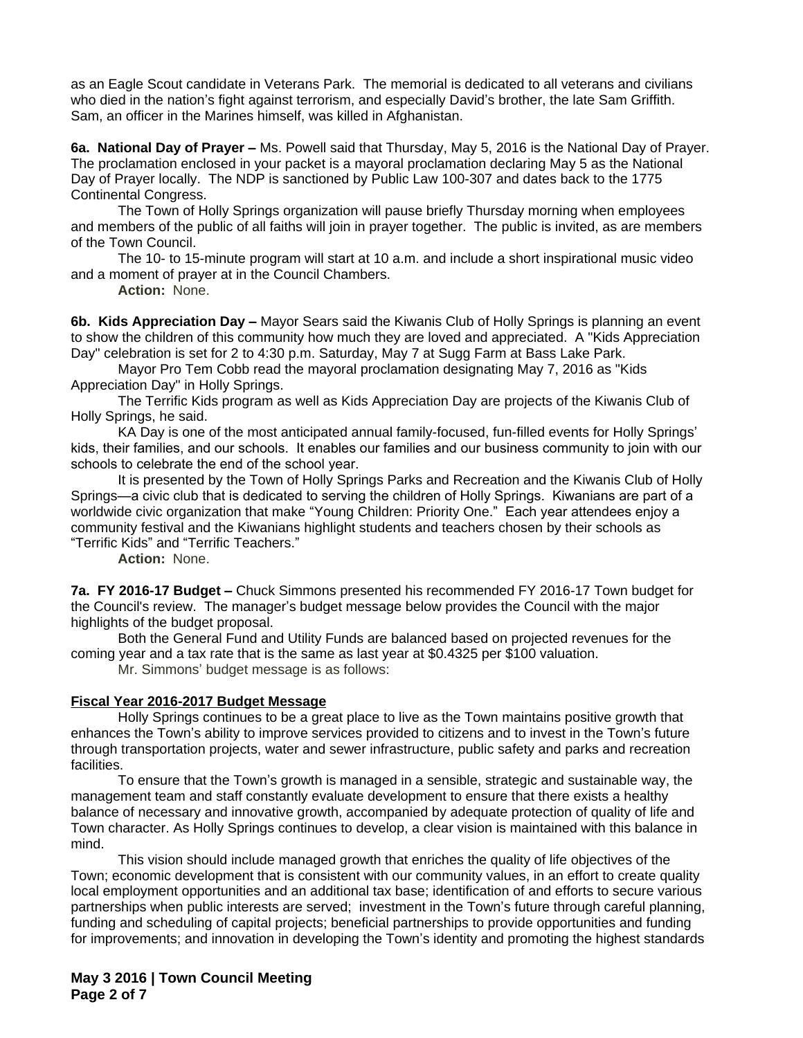as an Eagle Scout candidate in Veterans Park. The memorial is dedicated to all veterans and civilians who died in the nation's fight against terrorism, and especially David's brother, the late Sam Griffith. Sam, an officer in the Marines himself, was killed in Afghanistan.

**6a. National Day of Prayer –** Ms. Powell said that Thursday, May 5, 2016 is the National Day of Prayer. The proclamation enclosed in your packet is a mayoral proclamation declaring May 5 as the National Day of Prayer locally. The NDP is sanctioned by Public Law 100-307 and dates back to the 1775 Continental Congress.

The Town of Holly Springs organization will pause briefly Thursday morning when employees and members of the public of all faiths will join in prayer together. The public is invited, as are members of the Town Council.

The 10- to 15-minute program will start at 10 a.m. and include a short inspirational music video and a moment of prayer at in the Council Chambers.

**Action:** None.

**6b. Kids Appreciation Day –** Mayor Sears said the Kiwanis Club of Holly Springs is planning an event to show the children of this community how much they are loved and appreciated. A "Kids Appreciation Day" celebration is set for 2 to 4:30 p.m. Saturday, May 7 at Sugg Farm at Bass Lake Park.

Mayor Pro Tem Cobb read the mayoral proclamation designating May 7, 2016 as "Kids Appreciation Day" in Holly Springs.

The Terrific Kids program as well as Kids Appreciation Day are projects of the Kiwanis Club of Holly Springs, he said.

KA Day is one of the most anticipated annual family-focused, fun-filled events for Holly Springs' kids, their families, and our schools. It enables our families and our business community to join with our schools to celebrate the end of the school year.

It is presented by the Town of Holly Springs Parks and Recreation and the Kiwanis Club of Holly Springs—a civic club that is dedicated to serving the children of Holly Springs. Kiwanians are part of a worldwide civic organization that make "Young Children: Priority One." Each year attendees enjoy a community festival and the Kiwanians highlight students and teachers chosen by their schools as "Terrific Kids" and "Terrific Teachers."

**Action:** None.

**7a. FY 2016-17 Budget –** Chuck Simmons presented his recommended FY 2016-17 Town budget for the Council's review. The manager's budget message below provides the Council with the major highlights of the budget proposal.

Both the General Fund and Utility Funds are balanced based on projected revenues for the coming year and a tax rate that is the same as last year at $0.4325 per $100 valuation.

Mr. Simmons' budget message is as follows:

**Fiscal Year 2016-2017 Budget Message**

Holly Springs continues to be a great place to live as the Town maintains positive growth that enhances the Town's ability to improve services provided to citizens and to invest in the Town's future through transportation projects, water and sewer infrastructure, public safety and parks and recreation facilities.

To ensure that the Town's growth is managed in a sensible, strategic and sustainable way, the management team and staff constantly evaluate development to ensure that there exists a healthy balance of necessary and innovative growth, accompanied by adequate protection of quality of life and Town character. As Holly Springs continues to develop, a clear vision is maintained with this balance in mind.

This vision should include managed growth that enriches the quality of life objectives of the Town; economic development that is consistent with our community values, in an effort to create quality local employment opportunities and an additional tax base; identification of and efforts to secure various partnerships when public interests are served; investment in the Town's future through careful planning, funding and scheduling of capital projects; beneficial partnerships to provide opportunities and funding for improvements; and innovation in developing the Town's identity and promoting the highest standards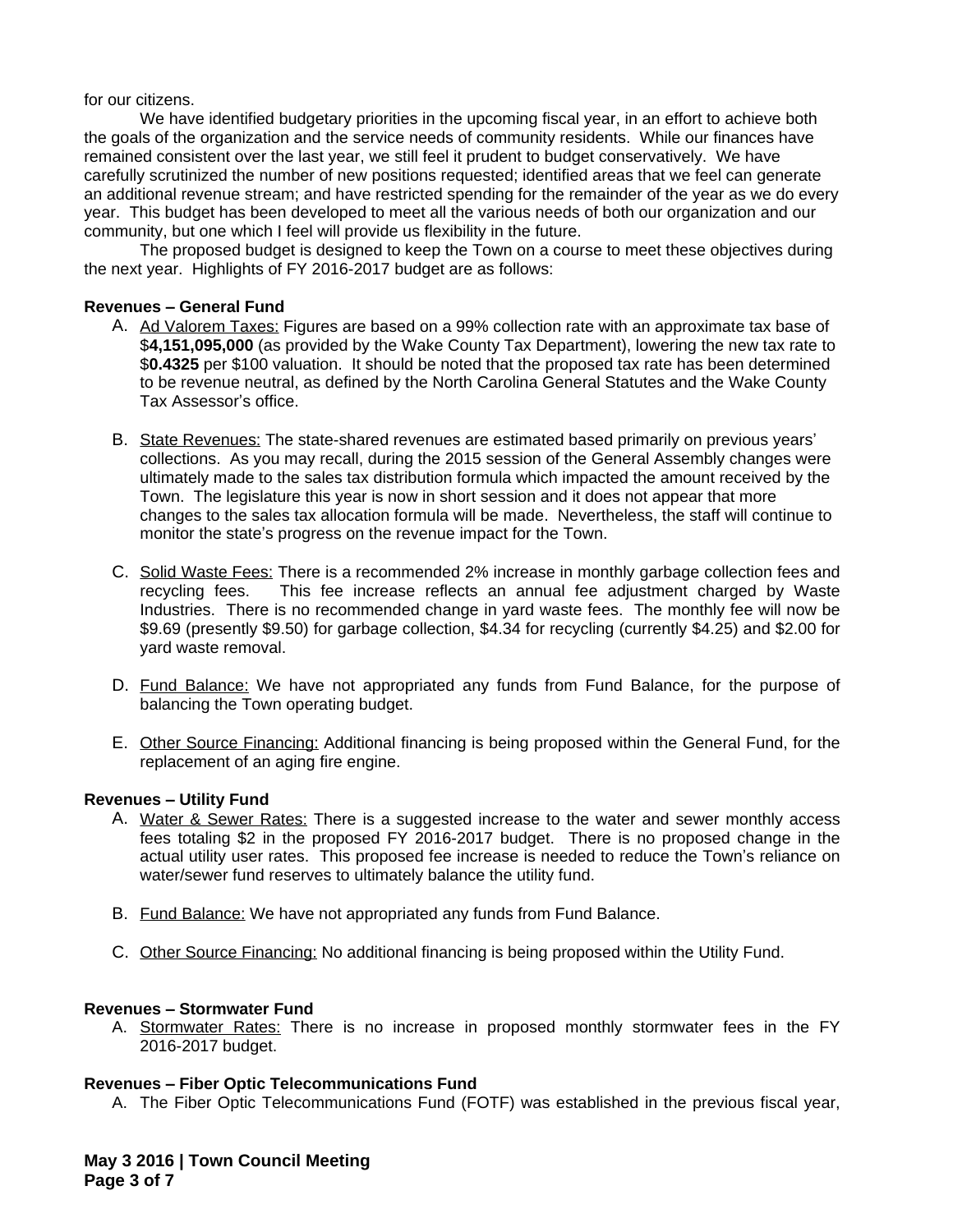for our citizens.

We have identified budgetary priorities in the upcoming fiscal year, in an effort to achieve both the goals of the organization and the service needs of community residents. While our finances have remained consistent over the last year, we still feel it prudent to budget conservatively. We have carefully scrutinized the number of new positions requested; identified areas that we feel can generate an additional revenue stream; and have restricted spending for the remainder of the year as we do every year. This budget has been developed to meet all the various needs of both our organization and our community, but one which I feel will provide us flexibility in the future.

The proposed budget is designed to keep the Town on a course to meet these objectives during the next year. Highlights of FY 2016-2017 budget are as follows:

**Revenues – General Fund**

A. Ad Valorem Taxes: Figures are based on a 99% collection rate with an approximate tax base of $**4,151,095,000** (as provided by the Wake County Tax Department), lowering the new tax rate to $**0.4325** per $100 valuation. It should be noted that the proposed tax rate has been determined to be revenue neutral, as defined by the North Carolina General Statutes and the Wake County Tax Assessor's office.

B. State Revenues: The state-shared revenues are estimated based primarily on previous years' collections. As you may recall, during the 2015 session of the General Assembly changes were ultimately made to the sales tax distribution formula which impacted the amount received by the Town. The legislature this year is now in short session and it does not appear that more changes to the sales tax allocation formula will be made. Nevertheless, the staff will continue to monitor the state's progress on the revenue impact for the Town.

C. Solid Waste Fees: There is a recommended 2% increase in monthly garbage collection fees and recycling fees. This fee increase reflects an annual fee adjustment charged by Waste Industries. There is no recommended change in yard waste fees. The monthly fee will now be $9.69 (presently $9.50) for garbage collection, $4.34 for recycling (currently $4.25) and $2.00 for yard waste removal.

D. Fund Balance: We have not appropriated any funds from Fund Balance, for the purpose of balancing the Town operating budget.

E. Other Source Financing: Additional financing is being proposed within the General Fund, for the replacement of an aging fire engine.

**Revenues – Utility Fund**

A. Water & Sewer Rates: There is a suggested increase to the water and sewer monthly access fees totaling $2 in the proposed FY 2016-2017 budget. There is no proposed change in the actual utility user rates. This proposed fee increase is needed to reduce the Town's reliance on water/sewer fund reserves to ultimately balance the utility fund.

B. Fund Balance: We have not appropriated any funds from Fund Balance.

C. Other Source Financing: No additional financing is being proposed within the Utility Fund.

**Revenues – Stormwater Fund**

A. Stormwater Rates: There is no increase in proposed monthly stormwater fees in the FY 2016-2017 budget.

**Revenues – Fiber Optic Telecommunications Fund**

A. The Fiber Optic Telecommunications Fund (FOTF) was established in the previous fiscal year,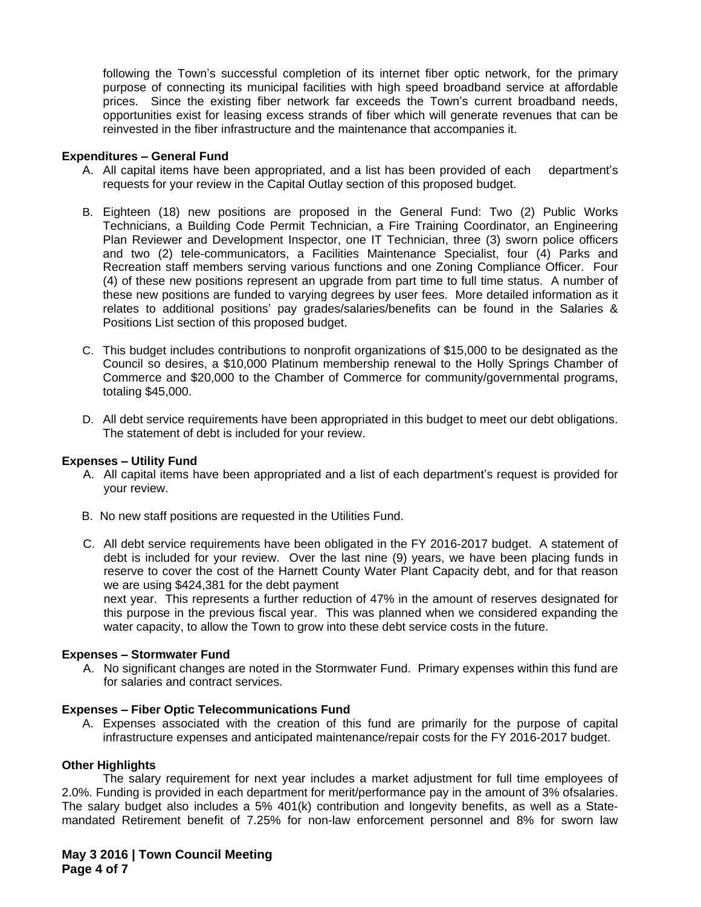following the Town's successful completion of its internet fiber optic network, for the primary purpose of connecting its municipal facilities with high speed broadband service at affordable prices. Since the existing fiber network far exceeds the Town's current broadband needs, opportunities exist for leasing excess strands of fiber which will generate revenues that can be reinvested in the fiber infrastructure and the maintenance that accompanies it.

**Expenditures – General Fund**

A. All capital items have been appropriated, and a list has been provided of each department's requests for your review in the Capital Outlay section of this proposed budget.

B. Eighteen (18) new positions are proposed in the General Fund: Two (2) Public Works Technicians, a Building Code Permit Technician, a Fire Training Coordinator, an Engineering Plan Reviewer and Development Inspector, one IT Technician, three (3) sworn police officers and two (2) tele-communicators, a Facilities Maintenance Specialist, four (4) Parks and Recreation staff members serving various functions and one Zoning Compliance Officer. Four (4) of these new positions represent an upgrade from part time to full time status. A number of these new positions are funded to varying degrees by user fees. More detailed information as it relates to additional positions' pay grades/salaries/benefits can be found in the Salaries & Positions List section of this proposed budget.

C. This budget includes contributions to nonprofit organizations of $15,000 to be designated as the Council so desires, a $10,000 Platinum membership renewal to the Holly Springs Chamber of Commerce and $20,000 to the Chamber of Commerce for community/governmental programs, totaling $45,000.

D. All debt service requirements have been appropriated in this budget to meet our debt obligations. The statement of debt is included for your review.

**Expenses – Utility Fund**

A. All capital items have been appropriated and a list of each department's request is provided for your review.

B. No new staff positions are requested in the Utilities Fund.

C. All debt service requirements have been obligated in the FY 2016-2017 budget. A statement of debt is included for your review. Over the last nine (9) years, we have been placing funds in reserve to cover the cost of the Harnett County Water Plant Capacity debt, and for that reason we are using $424,381 for the debt payment
next year. This represents a further reduction of 47% in the amount of reserves designated for this purpose in the previous fiscal year. This was planned when we considered expanding the water capacity, to allow the Town to grow into these debt service costs in the future.

**Expenses – Stormwater Fund**

A. No significant changes are noted in the Stormwater Fund. Primary expenses within this fund are for salaries and contract services.

**Expenses – Fiber Optic Telecommunications Fund**

A. Expenses associated with the creation of this fund are primarily for the purpose of capital infrastructure expenses and anticipated maintenance/repair costs for the FY 2016-2017 budget.

**Other Highlights**

The salary requirement for next year includes a market adjustment for full time employees of 2.0%. Funding is provided in each department for merit/performance pay in the amount of 3% ofsalaries. The salary budget also includes a 5% 401(k) contribution and longevity benefits, as well as a State-mandated Retirement benefit of 7.25% for non-law enforcement personnel and 8% for sworn law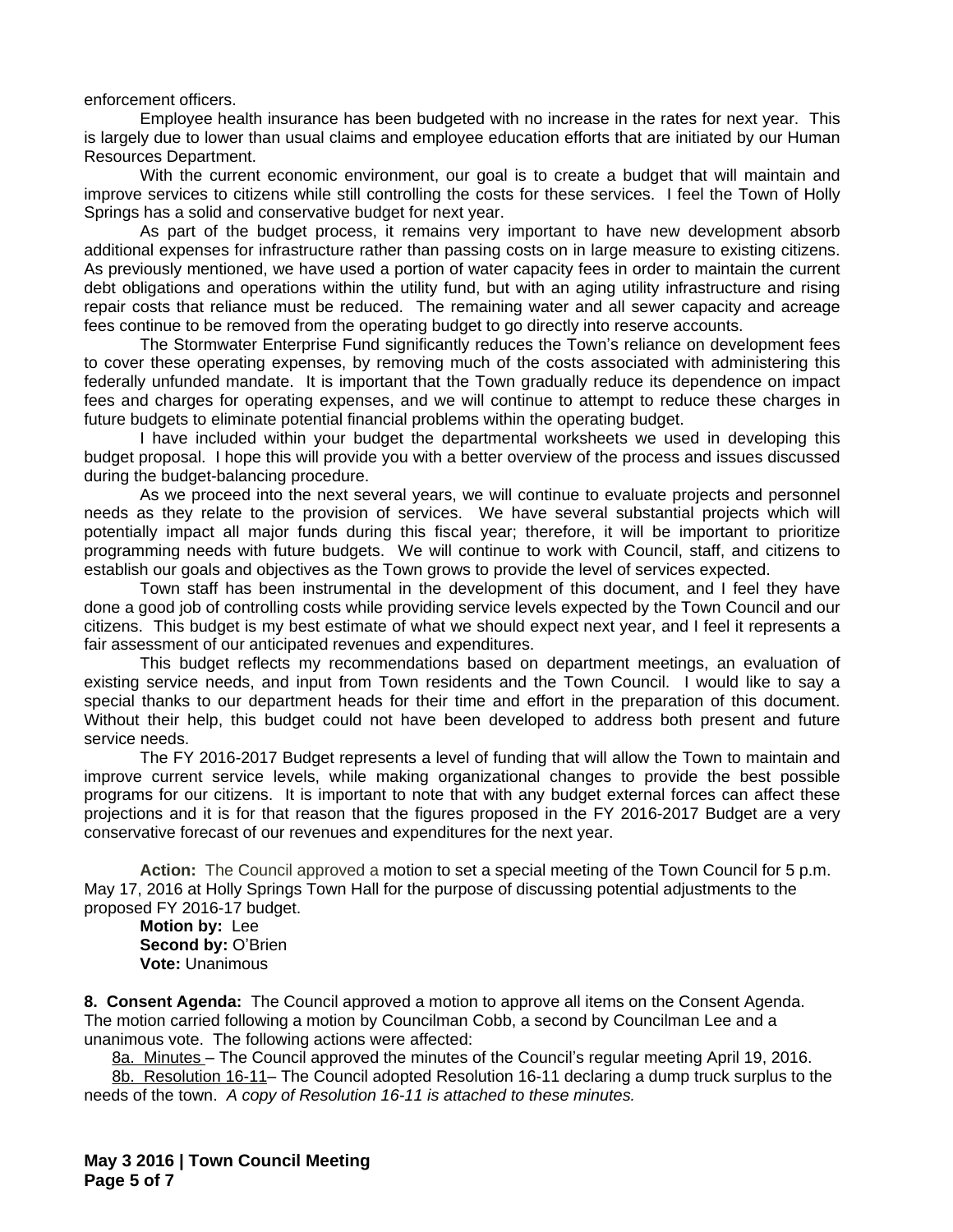enforcement officers.

Employee health insurance has been budgeted with no increase in the rates for next year. This is largely due to lower than usual claims and employee education efforts that are initiated by our Human Resources Department.

With the current economic environment, our goal is to create a budget that will maintain and improve services to citizens while still controlling the costs for these services. I feel the Town of Holly Springs has a solid and conservative budget for next year.

As part of the budget process, it remains very important to have new development absorb additional expenses for infrastructure rather than passing costs on in large measure to existing citizens. As previously mentioned, we have used a portion of water capacity fees in order to maintain the current debt obligations and operations within the utility fund, but with an aging utility infrastructure and rising repair costs that reliance must be reduced. The remaining water and all sewer capacity and acreage fees continue to be removed from the operating budget to go directly into reserve accounts.

The Stormwater Enterprise Fund significantly reduces the Town's reliance on development fees to cover these operating expenses, by removing much of the costs associated with administering this federally unfunded mandate. It is important that the Town gradually reduce its dependence on impact fees and charges for operating expenses, and we will continue to attempt to reduce these charges in future budgets to eliminate potential financial problems within the operating budget.

I have included within your budget the departmental worksheets we used in developing this budget proposal. I hope this will provide you with a better overview of the process and issues discussed during the budget-balancing procedure.

As we proceed into the next several years, we will continue to evaluate projects and personnel needs as they relate to the provision of services. We have several substantial projects which will potentially impact all major funds during this fiscal year; therefore, it will be important to prioritize programming needs with future budgets. We will continue to work with Council, staff, and citizens to establish our goals and objectives as the Town grows to provide the level of services expected.

Town staff has been instrumental in the development of this document, and I feel they have done a good job of controlling costs while providing service levels expected by the Town Council and our citizens. This budget is my best estimate of what we should expect next year, and I feel it represents a fair assessment of our anticipated revenues and expenditures.

This budget reflects my recommendations based on department meetings, an evaluation of existing service needs, and input from Town residents and the Town Council. I would like to say a special thanks to our department heads for their time and effort in the preparation of this document. Without their help, this budget could not have been developed to address both present and future service needs.

The FY 2016-2017 Budget represents a level of funding that will allow the Town to maintain and improve current service levels, while making organizational changes to provide the best possible programs for our citizens. It is important to note that with any budget external forces can affect these projections and it is for that reason that the figures proposed in the FY 2016-2017 Budget are a very conservative forecast of our revenues and expenditures for the next year.

**Action:** The Council approved a motion to set a special meeting of the Town Council for 5 p.m. May 17, 2016 at Holly Springs Town Hall for the purpose of discussing potential adjustments to the proposed FY 2016-17 budget.

**Motion by:** Lee
**Second by:** O'Brien
**Vote:** Unanimous

**8. Consent Agenda:** The Council approved a motion to approve all items on the Consent Agenda. The motion carried following a motion by Councilman Cobb, a second by Councilman Lee and a unanimous vote. The following actions were affected:

8a. Minutes – The Council approved the minutes of the Council's regular meeting April 19, 2016.

8b. Resolution 16-11– The Council adopted Resolution 16-11 declaring a dump truck surplus to the needs of the town. *A copy of Resolution 16-11 is attached to these minutes.*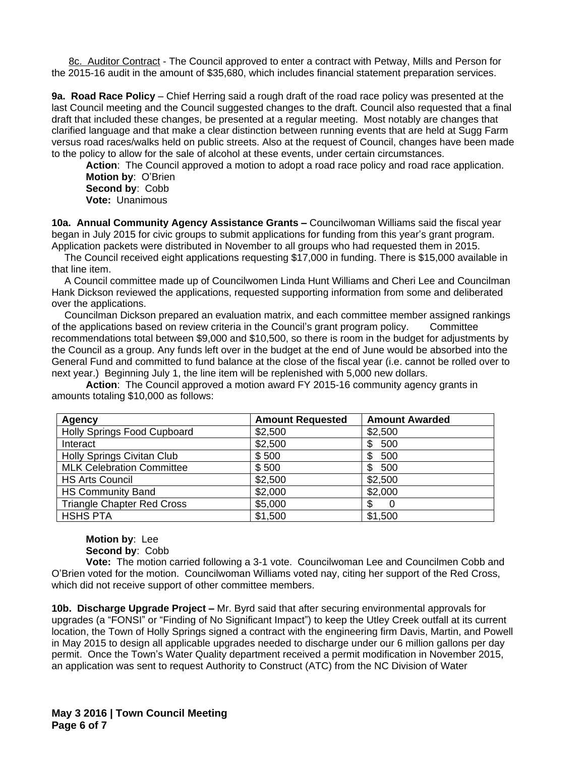8c. Auditor Contract - The Council approved to enter a contract with Petway, Mills and Person for the 2015-16 audit in the amount of $35,680, which includes financial statement preparation services.

**9a. Road Race Policy** – Chief Herring said a rough draft of the road race policy was presented at the last Council meeting and the Council suggested changes to the draft. Council also requested that a final draft that included these changes, be presented at a regular meeting. Most notably are changes that clarified language and that make a clear distinction between running events that are held at Sugg Farm versus road races/walks held on public streets. Also at the request of Council, changes have been made to the policy to allow for the sale of alcohol at these events, under certain circumstances.

**Action**: The Council approved a motion to adopt a road race policy and road race application.
**Motion by**: O'Brien
**Second by**: Cobb
**Vote:** Unanimous

**10a. Annual Community Agency Assistance Grants –** Councilwoman Williams said the fiscal year began in July 2015 for civic groups to submit applications for funding from this year's grant program. Application packets were distributed in November to all groups who had requested them in 2015.

The Council received eight applications requesting $17,000 in funding. There is $15,000 available in that line item.

A Council committee made up of Councilwomen Linda Hunt Williams and Cheri Lee and Councilman Hank Dickson reviewed the applications, requested supporting information from some and deliberated over the applications.

Councilman Dickson prepared an evaluation matrix, and each committee member assigned rankings of the applications based on review criteria in the Council's grant program policy. Committee recommendations total between $9,000 and $10,500, so there is room in the budget for adjustments by the Council as a group. Any funds left over in the budget at the end of June would be absorbed into the General Fund and committed to fund balance at the close of the fiscal year (i.e. cannot be rolled over to next year.) Beginning July 1, the line item will be replenished with 5,000 new dollars.

**Action**: The Council approved a motion award FY 2015-16 community agency grants in amounts totaling $10,000 as follows:

| Agency | Amount Requested | Amount Awarded |
|---|---|---|
| Holly Springs Food Cupboard | $2,500 | $2,500 |
| Interact | $2,500 | $ 500 |
| Holly Springs Civitan Club | $ 500 | $ 500 |
| MLK Celebration Committee | $ 500 | $ 500 |
| HS Arts Council | $2,500 | $2,500 |
| HS Community Band | $2,000 | $2,000 |
| Triangle Chapter Red Cross | $5,000 | $ 0 |
| HSHS PTA | $1,500 | $1,500 |

**Motion by**: Lee
**Second by**: Cobb
**Vote:** The motion carried following a 3-1 vote. Councilwoman Lee and Councilmen Cobb and O'Brien voted for the motion. Councilwoman Williams voted nay, citing her support of the Red Cross, which did not receive support of other committee members.

**10b. Discharge Upgrade Project –** Mr. Byrd said that after securing environmental approvals for upgrades (a "FONSI" or "Finding of No Significant Impact") to keep the Utley Creek outfall at its current location, the Town of Holly Springs signed a contract with the engineering firm Davis, Martin, and Powell in May 2015 to design all applicable upgrades needed to discharge under our 6 million gallons per day permit. Once the Town's Water Quality department received a permit modification in November 2015, an application was sent to request Authority to Construct (ATC) from the NC Division of Water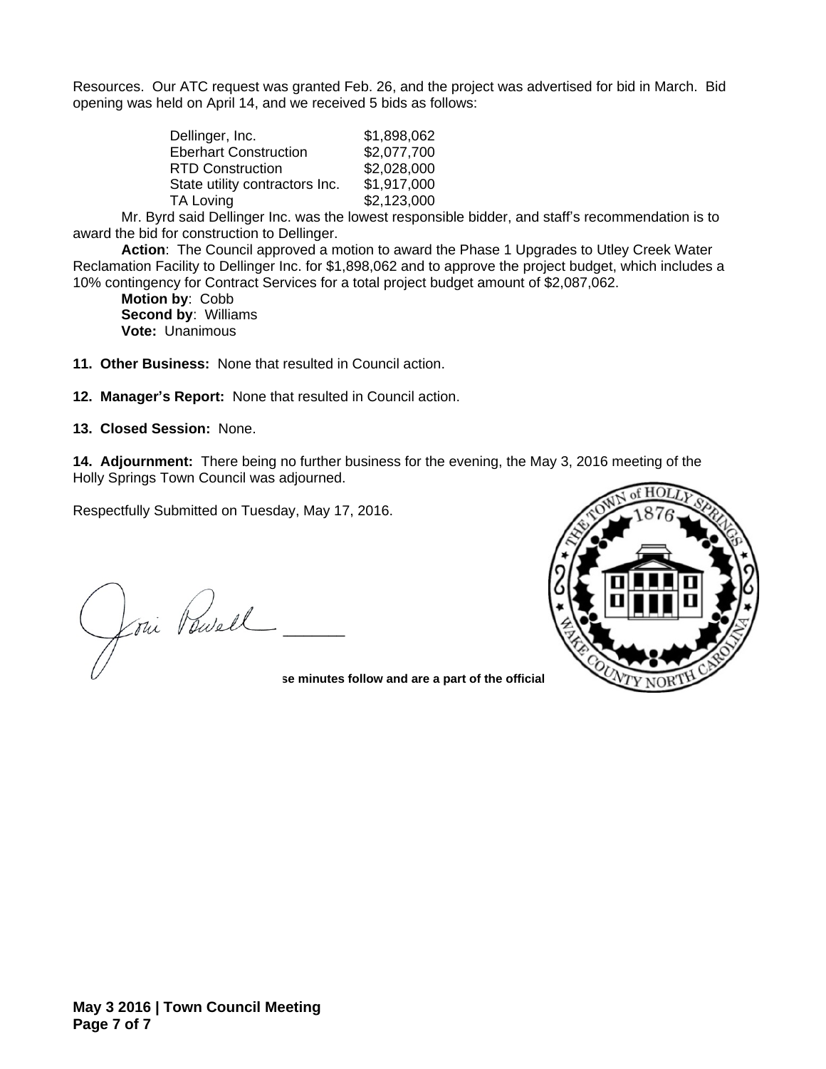Resources. Our ATC request was granted Feb. 26, and the project was advertised for bid in March. Bid opening was held on April 14, and we received 5 bids as follows:

| | |
|---|---|
| Dellinger, Inc. | $1,898,062 |
| Eberhart Construction | $2,077,700 |
| RTD Construction | $2,028,000 |
| State utility contractors Inc. | $1,917,000 |
| TA Loving | $2,123,000 |

Mr. Byrd said Dellinger Inc. was the lowest responsible bidder, and staff's recommendation is to award the bid for construction to Dellinger.

**Action**: The Council approved a motion to award the Phase 1 Upgrades to Utley Creek Water Reclamation Facility to Dellinger Inc. for $1,898,062 and to approve the project budget, which includes a 10% contingency for Contract Services for a total project budget amount of $2,087,062.

**Motion by**: Cobb
**Second by**: Williams
**Vote:** Unanimous

**11. Other Business:** None that resulted in Council action.

**12. Manager's Report:** None that resulted in Council action.

**13. Closed Session:** None.

**14. Adjournment:** There being no further business for the evening, the May 3, 2016 meeting of the Holly Springs Town Council was adjourned.

Respectfully Submitted on Tuesday, May 17, 2016.

Joni Powell ______

**se minutes follow and are a part of the official**